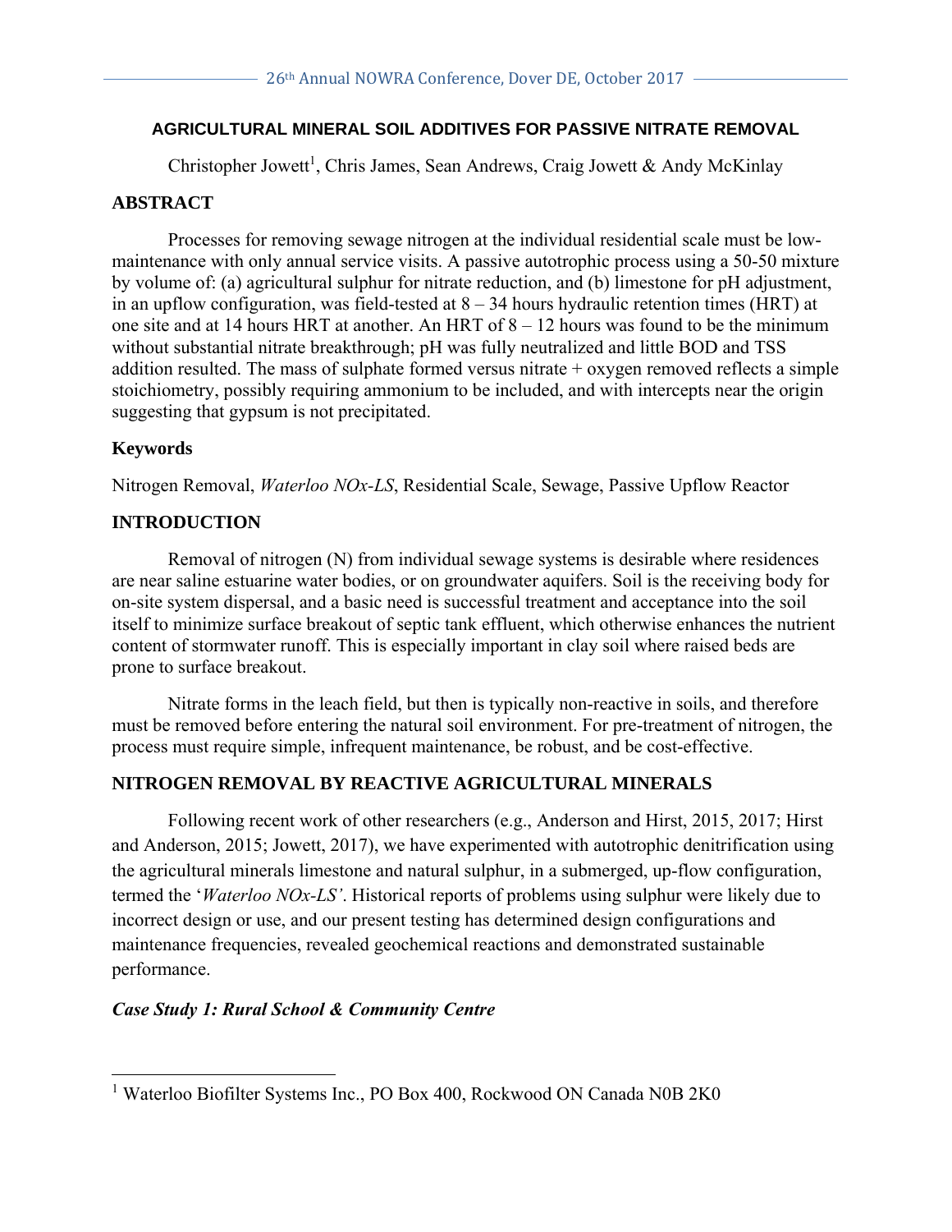# AGRICULTURAL MINERAL SOIL ADDITIVES FOR PASSIVE NITRATE REMOVAL

Christopher Jowett[1], Chris James, Sean Andrews, Craig Jowett & Andy McKinlay

## ABSTRACT

Processes for removing sewage nitrogen at the individual residential scale must be low-maintenance with only annual service visits. A passive autotrophic process using a 50-50 mixture by volume of: (a) agricultural sulphur for nitrate reduction, and (b) limestone for pH adjustment, in an upflow configuration, was field-tested at 8 – 34 hours hydraulic retention times (HRT) at one site and at 14 hours HRT at another. An HRT of 8 – 12 hours was found to be the minimum without substantial nitrate breakthrough; pH was fully neutralized and little BOD and TSS addition resulted. The mass of sulphate formed versus nitrate + oxygen removed reflects a simple stoichiometry, possibly requiring ammonium to be included, and with intercepts near the origin suggesting that gypsum is not precipitated.

## Keywords

Nitrogen Removal, *Waterloo NOx-LS*, Residential Scale, Sewage, Passive Upflow Reactor

## INTRODUCTION

Removal of nitrogen (N) from individual sewage systems is desirable where residences are near saline estuarine water bodies, or on groundwater aquifers. Soil is the receiving body for on-site system dispersal, and a basic need is successful treatment and acceptance into the soil itself to minimize surface breakout of septic tank effluent, which otherwise enhances the nutrient content of stormwater runoff. This is especially important in clay soil where raised beds are prone to surface breakout.

Nitrate forms in the leach field, but then is typically non-reactive in soils, and therefore must be removed before entering the natural soil environment. For pre-treatment of nitrogen, the process must require simple, infrequent maintenance, be robust, and be cost-effective.

## NITROGEN REMOVAL BY REACTIVE AGRICULTURAL MINERALS

Following recent work of other researchers (e.g., Anderson and Hirst, 2015, 2017; Hirst and Anderson, 2015; Jowett, 2017), we have experimented with autotrophic denitrification using the agricultural minerals limestone and natural sulphur, in a submerged, up-flow configuration, termed the '*Waterloo NOx-LS'*. Historical reports of problems using sulphur were likely due to incorrect design or use, and our present testing has determined design configurations and maintenance frequencies, revealed geochemical reactions and demonstrated sustainable performance.

### *Case Study 1: Rural School & Community Centre*

[1] Waterloo Biofilter Systems Inc., PO Box 400, Rockwood ON Canada N0B 2K0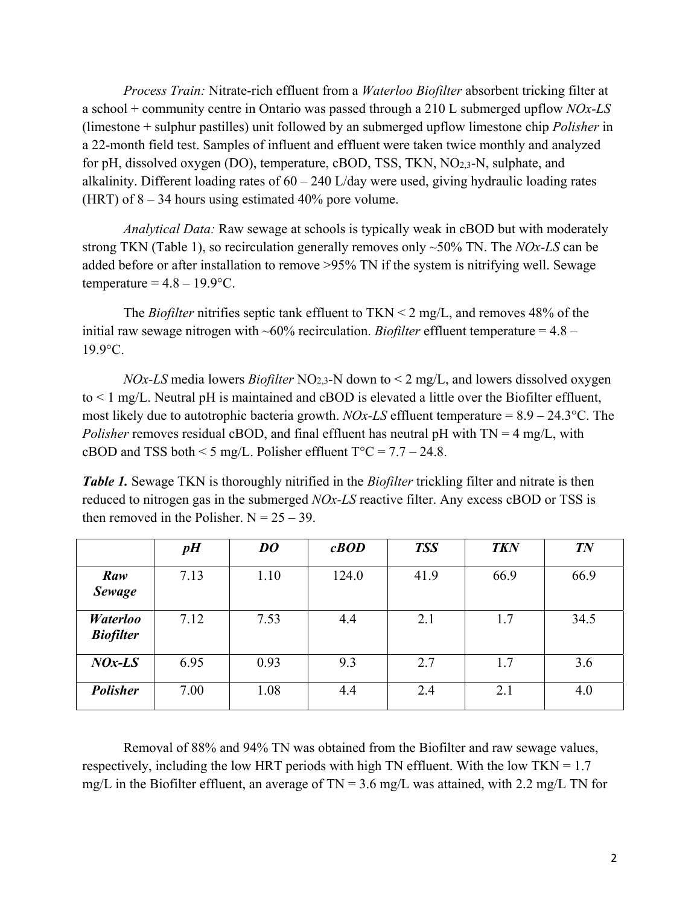*Process Train:* Nitrate-rich effluent from a *Waterloo Biofilter* absorbent tricking filter at a school + community centre in Ontario was passed through a 210 L submerged upflow *NOx-LS* (limestone + sulphur pastilles) unit followed by an submerged upflow limestone chip *Polisher* in a 22-month field test. Samples of influent and effluent were taken twice monthly and analyzed for pH, dissolved oxygen (DO), temperature, cBOD, TSS, TKN, $NO_{2,3}$-N, sulphate, and alkalinity. Different loading rates of 60 – 240 L/day were used, giving hydraulic loading rates (HRT) of 8 – 34 hours using estimated 40% pore volume.

*Analytical Data:* Raw sewage at schools is typically weak in cBOD but with moderately strong TKN (Table 1), so recirculation generally removes only ~50% TN. The *NOx-LS* can be added before or after installation to remove >95% TN if the system is nitrifying well. Sewage temperature = 4.8 – 19.9°C.

The *Biofilter* nitrifies septic tank effluent to TKN < 2 mg/L, and removes 48% of the initial raw sewage nitrogen with ~60% recirculation. *Biofilter* effluent temperature = 4.8 – 19.9°C.

*NOx-LS* media lowers *Biofilter* $NO_{2,3}$-N down to < 2 mg/L, and lowers dissolved oxygen to < 1 mg/L. Neutral pH is maintained and cBOD is elevated a little over the Biofilter effluent, most likely due to autotrophic bacteria growth. *NOx-LS* effluent temperature = 8.9 – 24.3°C. The *Polisher* removes residual cBOD, and final effluent has neutral pH with TN = 4 mg/L, with cBOD and TSS both < 5 mg/L. Polisher effluent T°C = 7.7 – 24.8.

***Table 1.*** Sewage TKN is thoroughly nitrified in the *Biofilter* trickling filter and nitrate is then reduced to nitrogen gas in the submerged *NOx-LS* reactive filter. Any excess cBOD or TSS is then removed in the Polisher. N = 25 – 39.

| | ***pH*** | ***DO*** | ***cBOD*** | ***TSS*** | ***TKN*** | ***TN*** |
|---|---|---|---|---|---|---|
| ***Raw Sewage*** | 7.13 | 1.10 | 124.0 | 41.9 | 66.9 | 66.9 |
| ***Waterloo Biofilter*** | 7.12 | 7.53 | 4.4 | 2.1 | 1.7 | 34.5 |
| ***NOx-LS*** | 6.95 | 0.93 | 9.3 | 2.7 | 1.7 | 3.6 |
| ***Polisher*** | 7.00 | 1.08 | 4.4 | 2.4 | 2.1 | 4.0 |

Removal of 88% and 94% TN was obtained from the Biofilter and raw sewage values, respectively, including the low HRT periods with high TN effluent. With the low TKN = 1.7 mg/L in the Biofilter effluent, an average of TN = 3.6 mg/L was attained, with 2.2 mg/L TN for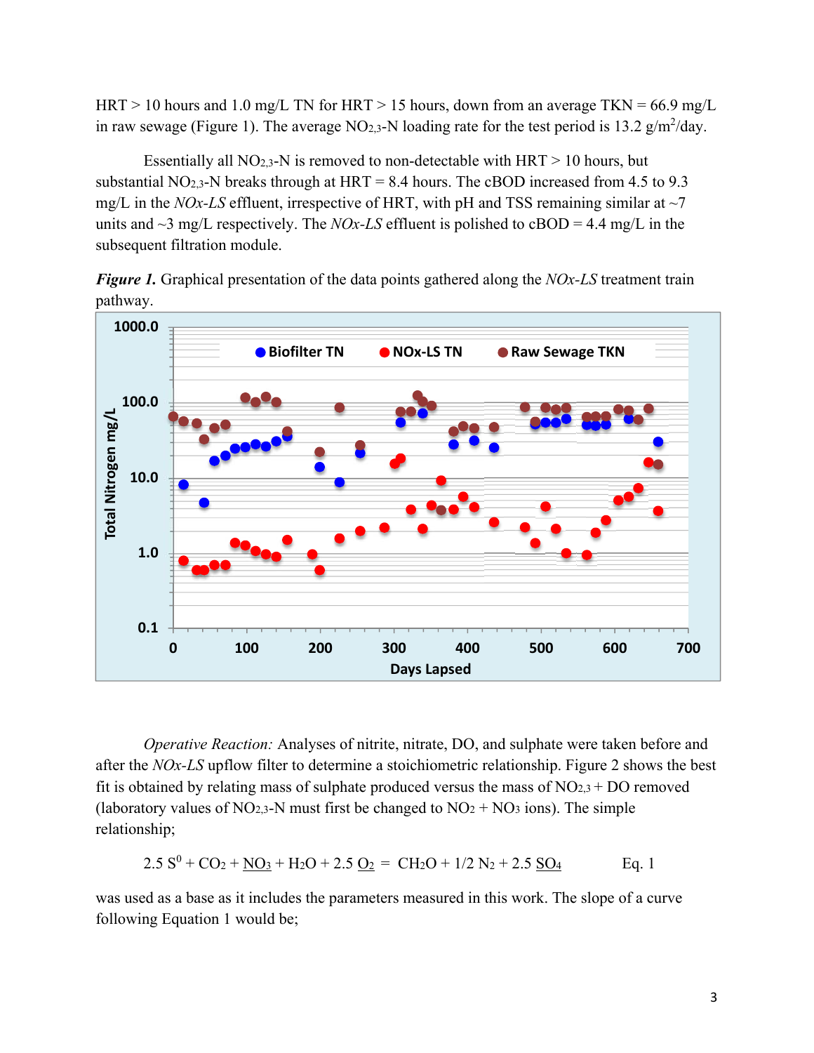HRT > 10 hours and 1.0 mg/L TN for HRT > 15 hours, down from an average TKN = 66.9 mg/L in raw sewage (Figure 1). The average $NO_{2,3}$-N loading rate for the test period is 13.2 g/m$^2$/day.

Essentially all $NO_{2,3}$-N is removed to non-detectable with HRT > 10 hours, but substantial $NO_{2,3}$-N breaks through at HRT = 8.4 hours. The cBOD increased from 4.5 to 9.3 mg/L in the *NOx-LS* effluent, irrespective of HRT, with pH and TSS remaining similar at ~7 units and ~3 mg/L respectively. The *NOx-LS* effluent is polished to cBOD = 4.4 mg/L in the subsequent filtration module.

***Figure 1.*** Graphical presentation of the data points gathered along the *NOx-LS* treatment train pathway.

*Operative Reaction:* Analyses of nitrite, nitrate, DO, and sulphate were taken before and after the *NOx-LS* upflow filter to determine a stoichiometric relationship. Figure 2 shows the best fit is obtained by relating mass of sulphate produced versus the mass of $NO_{2,3}$ + DO removed (laboratory values of $NO_{2,3}$-N must first be changed to $NO_2$ + $NO_3$ ions). The simple relationship;

$$2.5\ S^0 + CO_2 + \underline{NO_3} + H_2O + 2.5\ \underline{O_2} = CH_2O + 1/2\ N_2 + 2.5\ \underline{SO_4} \qquad \text{Eq. 1}$$

was used as a base as it includes the parameters measured in this work. The slope of a curve following Equation 1 would be;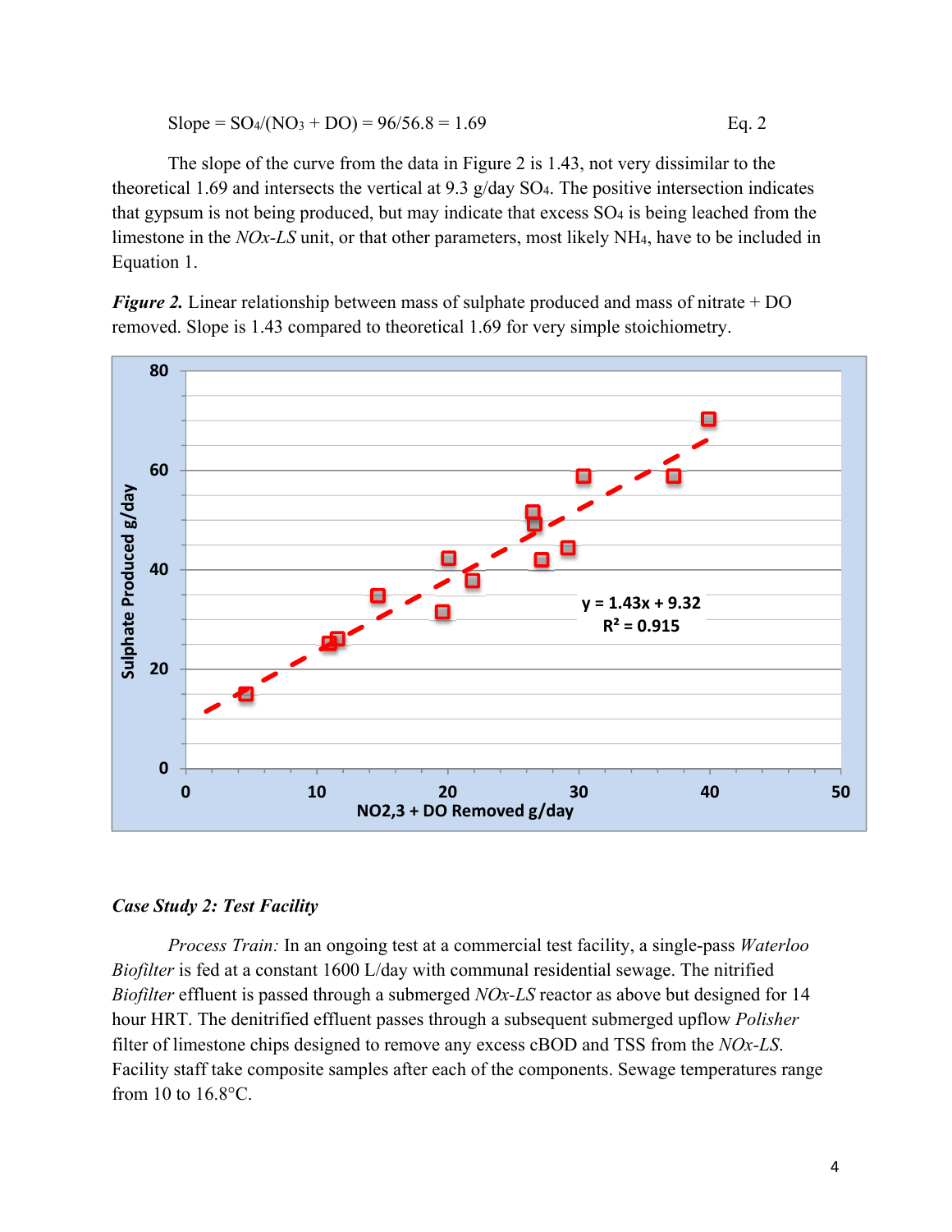$$\text{Slope} = SO_4/(NO_3 + DO) = 96/56.8 = 1.69 \qquad \text{Eq. 2}$$

The slope of the curve from the data in Figure 2 is 1.43, not very dissimilar to the theoretical 1.69 and intersects the vertical at 9.3 g/day $SO_4$. The positive intersection indicates that gypsum is not being produced, but may indicate that excess $SO_4$ is being leached from the limestone in the *NOx-LS* unit, or that other parameters, most likely $NH_4$, have to be included in Equation 1.

***Figure 2.*** Linear relationship between mass of sulphate produced and mass of nitrate + DO removed. Slope is 1.43 compared to theoretical 1.69 for very simple stoichiometry.

### *Case Study 2: Test Facility*

*Process Train:* In an ongoing test at a commercial test facility, a single-pass *Waterloo Biofilter* is fed at a constant 1600 L/day with communal residential sewage. The nitrified *Biofilter* effluent is passed through a submerged *NOx-LS* reactor as above but designed for 14 hour HRT. The denitrified effluent passes through a subsequent submerged upflow *Polisher* filter of limestone chips designed to remove any excess cBOD and TSS from the *NOx-LS.* Facility staff take composite samples after each of the components. Sewage temperatures range from 10 to 16.8°C.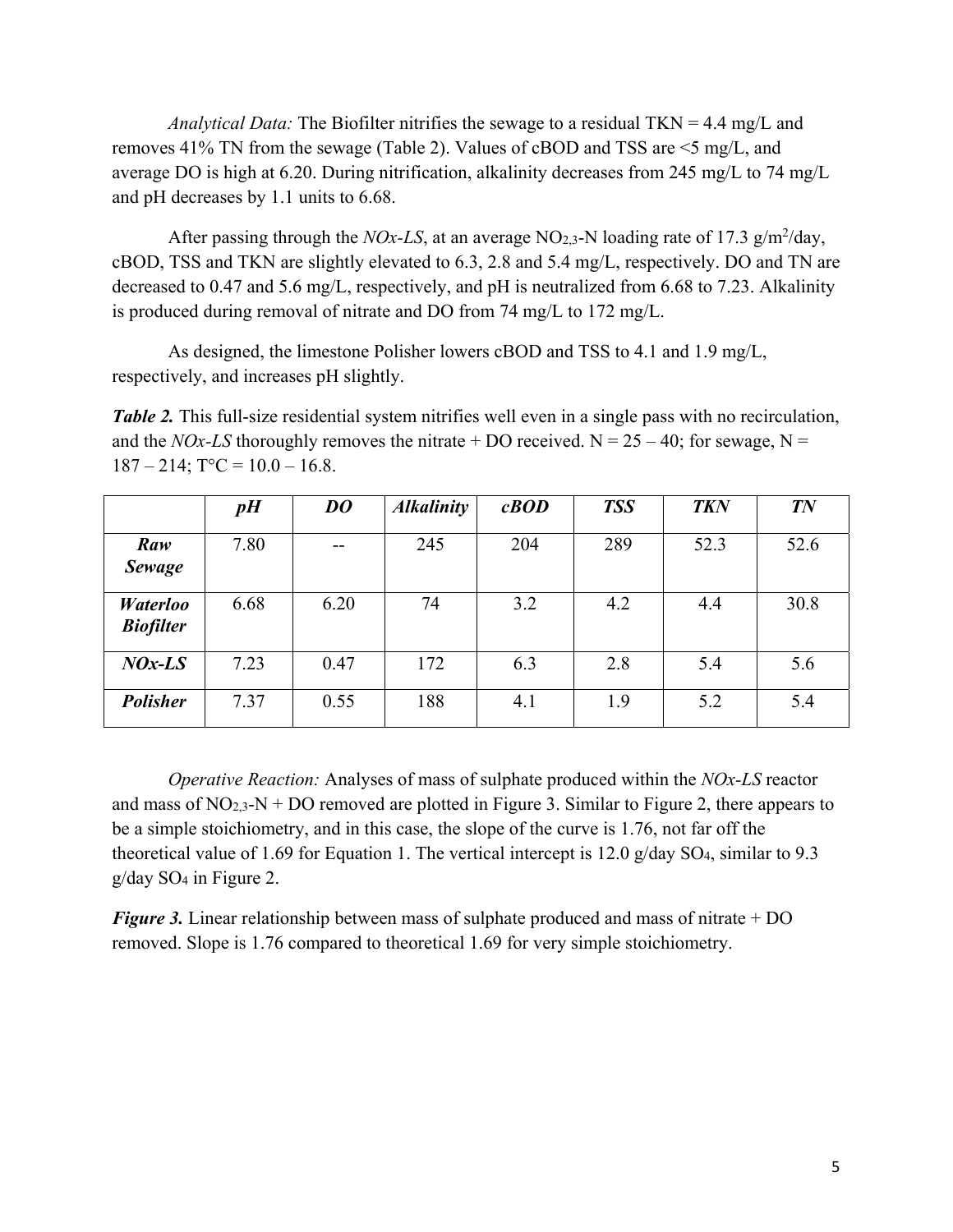*Analytical Data:* The Biofilter nitrifies the sewage to a residual TKN = 4.4 mg/L and removes 41% TN from the sewage (Table 2). Values of cBOD and TSS are <5 mg/L, and average DO is high at 6.20. During nitrification, alkalinity decreases from 245 mg/L to 74 mg/L and pH decreases by 1.1 units to 6.68.

After passing through the *NOx-LS*, at an average $NO_{2,3}$-N loading rate of 17.3 g/m$^2$/day, cBOD, TSS and TKN are slightly elevated to 6.3, 2.8 and 5.4 mg/L, respectively. DO and TN are decreased to 0.47 and 5.6 mg/L, respectively, and pH is neutralized from 6.68 to 7.23. Alkalinity is produced during removal of nitrate and DO from 74 mg/L to 172 mg/L.

As designed, the limestone Polisher lowers cBOD and TSS to 4.1 and 1.9 mg/L, respectively, and increases pH slightly.

***Table 2.*** This full-size residential system nitrifies well even in a single pass with no recirculation, and the *NOx-LS* thoroughly removes the nitrate + DO received. N = 25 – 40; for sewage, N = 187 – 214; T°C = 10.0 – 16.8.

| | ***pH*** | ***DO*** | ***Alkalinity*** | ***cBOD*** | ***TSS*** | ***TKN*** | ***TN*** |
|---|---|---|---|---|---|---|---|
| ***Raw Sewage*** | 7.80 | -- | 245 | 204 | 289 | 52.3 | 52.6 |
| ***Waterloo Biofilter*** | 6.68 | 6.20 | 74 | 3.2 | 4.2 | 4.4 | 30.8 |
| ***NOx-LS*** | 7.23 | 0.47 | 172 | 6.3 | 2.8 | 5.4 | 5.6 |
| ***Polisher*** | 7.37 | 0.55 | 188 | 4.1 | 1.9 | 5.2 | 5.4 |

*Operative Reaction:* Analyses of mass of sulphate produced within the *NOx-LS* reactor and mass of $NO_{2,3}$-N + DO removed are plotted in Figure 3. Similar to Figure 2, there appears to be a simple stoichiometry, and in this case, the slope of the curve is 1.76, not far off the theoretical value of 1.69 for Equation 1. The vertical intercept is 12.0 g/day $SO_4$, similar to 9.3 g/day $SO_4$ in Figure 2.

***Figure 3.*** Linear relationship between mass of sulphate produced and mass of nitrate + DO removed. Slope is 1.76 compared to theoretical 1.69 for very simple stoichiometry.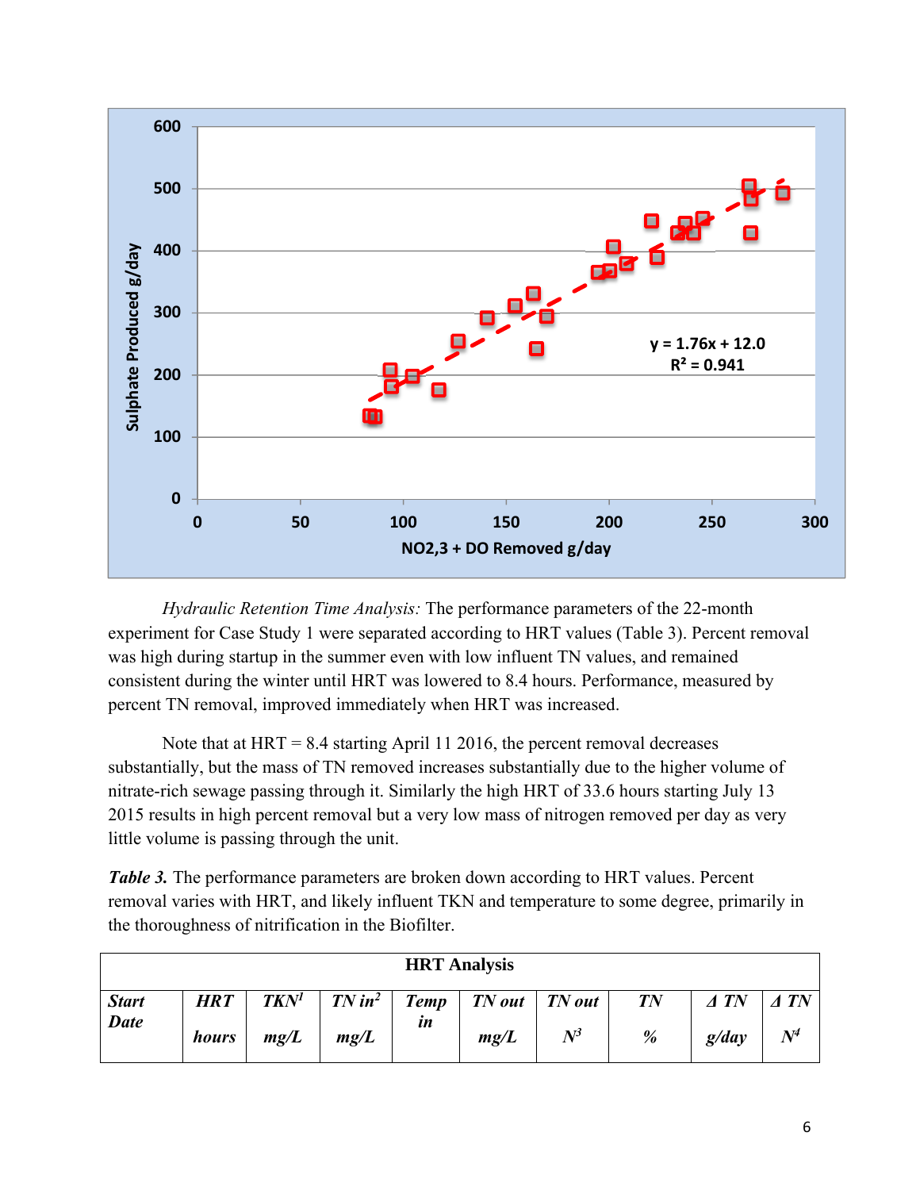*Hydraulic Retention Time Analysis:* The performance parameters of the 22-month experiment for Case Study 1 were separated according to HRT values (Table 3). Percent removal was high during startup in the summer even with low influent TN values, and remained consistent during the winter until HRT was lowered to 8.4 hours. Performance, measured by percent TN removal, improved immediately when HRT was increased.

Note that at HRT = 8.4 starting April 11 2016, the percent removal decreases substantially, but the mass of TN removed increases substantially due to the higher volume of nitrate-rich sewage passing through it. Similarly the high HRT of 33.6 hours starting July 13 2015 results in high percent removal but a very low mass of nitrogen removed per day as very little volume is passing through the unit.

***Table 3.*** The performance parameters are broken down according to HRT values. Percent removal varies with HRT, and likely influent TKN and temperature to some degree, primarily in the thoroughness of nitrification in the Biofilter.

| HRT Analysis | | | | | | | | | |
|---|---|---|---|---|---|---|---|---|---|
| ***Start Date*** | ***HRT*** ***hours*** | ***TKN***[1] ***mg/L*** | ***TN in***[2] ***mg/L*** | ***Temp in*** | ***TN out*** ***mg/L*** | ***TN out*** ***N***[3] | ***TN*** ***%*** | ***Δ TN*** ***g/day*** | ***Δ TN*** ***N***[4] |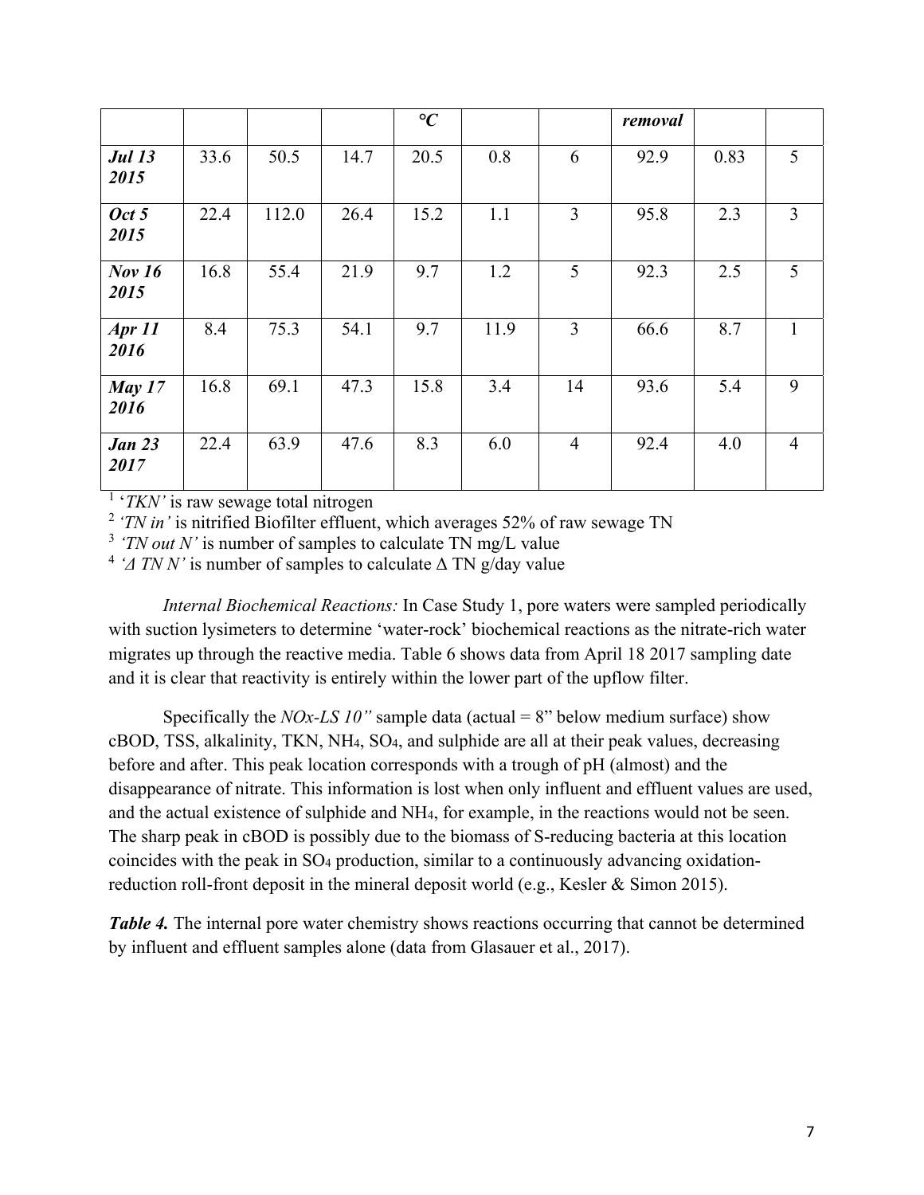|  |  |  |  | °C |  |  | removal |  |  |
|---|---|---|---|---|---|---|---|---|---|
| **Jul 13 2015** | 33.6 | 50.5 | 14.7 | 20.5 | 0.8 | 6 | 92.9 | 0.83 | 5 |
| **Oct 5 2015** | 22.4 | 112.0 | 26.4 | 15.2 | 1.1 | 3 | 95.8 | 2.3 | 3 |
| **Nov 16 2015** | 16.8 | 55.4 | 21.9 | 9.7 | 1.2 | 5 | 92.3 | 2.5 | 5 |
| **Apr 11 2016** | 8.4 | 75.3 | 54.1 | 9.7 | 11.9 | 3 | 66.6 | 8.7 | 1 |
| **May 17 2016** | 16.8 | 69.1 | 47.3 | 15.8 | 3.4 | 14 | 93.6 | 5.4 | 9 |
| **Jan 23 2017** | 22.4 | 63.9 | 47.6 | 8.3 | 6.0 | 4 | 92.4 | 4.0 | 4 |

[1] '*TKN'* is raw sewage total nitrogen
[2] *'TN in'* is nitrified Biofilter effluent, which averages 52% of raw sewage TN
[3] *'TN out N'* is number of samples to calculate TN mg/L value
[4] *'Δ TN N'* is number of samples to calculate Δ TN g/day value

*Internal Biochemical Reactions:* In Case Study 1, pore waters were sampled periodically with suction lysimeters to determine 'water-rock' biochemical reactions as the nitrate-rich water migrates up through the reactive media. Table 6 shows data from April 18 2017 sampling date and it is clear that reactivity is entirely within the lower part of the upflow filter.

Specifically the *NOx-LS 10"* sample data (actual = 8" below medium surface) show cBOD, TSS, alkalinity, TKN, $NH_4$, $SO_4$, and sulphide are all at their peak values, decreasing before and after. This peak location corresponds with a trough of pH (almost) and the disappearance of nitrate. This information is lost when only influent and effluent values are used, and the actual existence of sulphide and $NH_4$, for example, in the reactions would not be seen. The sharp peak in cBOD is possibly due to the biomass of S-reducing bacteria at this location coincides with the peak in $SO_4$ production, similar to a continuously advancing oxidation-reduction roll-front deposit in the mineral deposit world (e.g., Kesler & Simon 2015).

***Table 4.*** The internal pore water chemistry shows reactions occurring that cannot be determined by influent and effluent samples alone (data from Glasauer et al., 2017).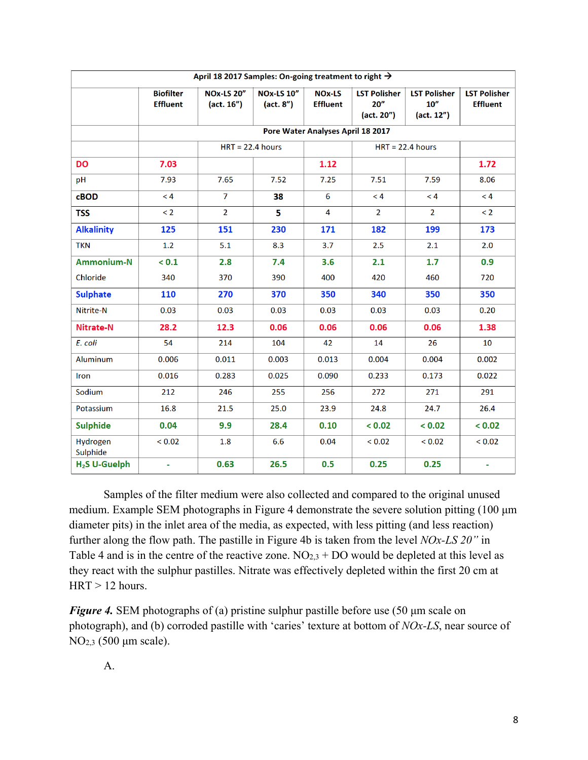| April 18 2017 Samples: On-going treatment to right → | | | | | | | |
|---|---|---|---|---|---|---|---|
| | Biofilter Effluent | NOx-LS 20" (act. 16") | NOx-LS 10" (act. 8") | NOx-LS Effluent | LST Polisher 20" (act. 20") | LST Polisher 10" (act. 12") | LST Polisher Effluent |
| | Pore Water Analyses April 18 2017 | | | | | | |
| | | HRT = 22.4 hours | | | HRT = 22.4 hours | | |
| **DO** | **7.03** | | | **1.12** | | | **1.72** |
| pH | 7.93 | 7.65 | 7.52 | 7.25 | 7.51 | 7.59 | 8.06 |
| **cBOD** | < 4 | 7 | **38** | 6 | < 4 | < 4 | < 4 |
| **TSS** | < 2 | 2 | **5** | 4 | 2 | 2 | < 2 |
| **Alkalinity** | **125** | **151** | **230** | **171** | **182** | **199** | **173** |
| TKN | 1.2 | 5.1 | 8.3 | 3.7 | 2.5 | 2.1 | 2.0 |
| **Ammonium-N** | **< 0.1** | **2.8** | **7.4** | **3.6** | **2.1** | **1.7** | **0.9** |
| Chloride | 340 | 370 | 390 | 400 | 420 | 460 | 720 |
| **Sulphate** | **110** | **270** | **370** | **350** | **340** | **350** | **350** |
| Nitrite-N | 0.03 | 0.03 | 0.03 | 0.03 | 0.03 | 0.03 | 0.20 |
| **Nitrate-N** | **28.2** | **12.3** | **0.06** | **0.06** | **0.06** | **0.06** | **1.38** |
| *E. coli* | 54 | 214 | 104 | 42 | 14 | 26 | 10 |
| Aluminum | 0.006 | 0.011 | 0.003 | 0.013 | 0.004 | 0.004 | 0.002 |
| Iron | 0.016 | 0.283 | 0.025 | 0.090 | 0.233 | 0.173 | 0.022 |
| Sodium | 212 | 246 | 255 | 256 | 272 | 271 | 291 |
| Potassium | 16.8 | 21.5 | 25.0 | 23.9 | 24.8 | 24.7 | 26.4 |
| **Sulphide** | **0.04** | **9.9** | **28.4** | **0.10** | **< 0.02** | **< 0.02** | **< 0.02** |
| Hydrogen Sulphide | < 0.02 | 1.8 | 6.6 | 0.04 | < 0.02 | < 0.02 | < 0.02 |
| **$H_2S$ U-Guelph** | - | **0.63** | **26.5** | **0.5** | **0.25** | **0.25** | - |

Samples of the filter medium were also collected and compared to the original unused medium. Example SEM photographs in Figure 4 demonstrate the severe solution pitting (100 µm diameter pits) in the inlet area of the media, as expected, with less pitting (and less reaction) further along the flow path. The pastille in Figure 4b is taken from the level *NOx-LS 20"* in Table 4 and is in the centre of the reactive zone. $NO_{2,3}$ + DO would be depleted at this level as they react with the sulphur pastilles. Nitrate was effectively depleted within the first 20 cm at HRT > 12 hours.

***Figure 4.*** SEM photographs of (a) pristine sulphur pastille before use (50 µm scale on photograph), and (b) corroded pastille with 'caries' texture at bottom of *NOx-LS*, near source of $NO_{2,3}$ (500 µm scale).

A.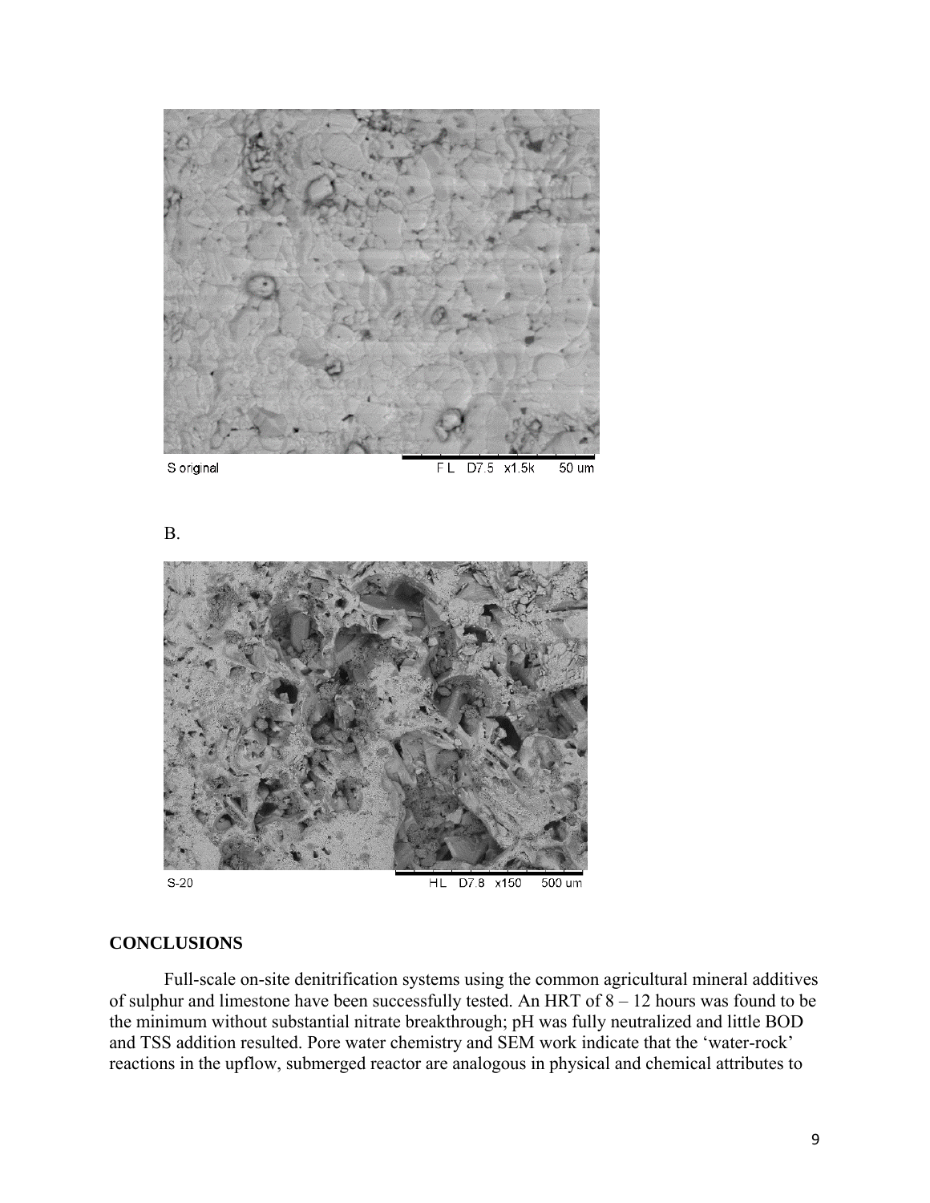S original FL D7.5 x1.5k 50 um

B.

S-20 HL D7.8 x150 500 um

## CONCLUSIONS

Full-scale on-site denitrification systems using the common agricultural mineral additives of sulphur and limestone have been successfully tested. An HRT of 8 – 12 hours was found to be the minimum without substantial nitrate breakthrough; pH was fully neutralized and little BOD and TSS addition resulted. Pore water chemistry and SEM work indicate that the 'water-rock' reactions in the upflow, submerged reactor are analogous in physical and chemical attributes to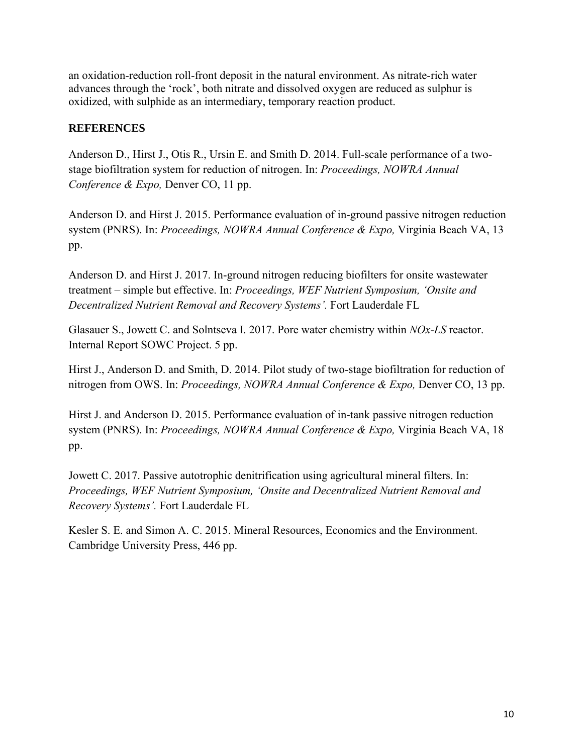an oxidation-reduction roll-front deposit in the natural environment. As nitrate-rich water advances through the 'rock', both nitrate and dissolved oxygen are reduced as sulphur is oxidized, with sulphide as an intermediary, temporary reaction product.

## REFERENCES

Anderson D., Hirst J., Otis R., Ursin E. and Smith D. 2014. Full-scale performance of a two-stage biofiltration system for reduction of nitrogen. In: *Proceedings, NOWRA Annual Conference & Expo,* Denver CO, 11 pp.

Anderson D. and Hirst J. 2015. Performance evaluation of in-ground passive nitrogen reduction system (PNRS). In: *Proceedings, NOWRA Annual Conference & Expo,* Virginia Beach VA, 13 pp.

Anderson D. and Hirst J. 2017. In-ground nitrogen reducing biofilters for onsite wastewater treatment – simple but effective. In: *Proceedings, WEF Nutrient Symposium, 'Onsite and Decentralized Nutrient Removal and Recovery Systems'.* Fort Lauderdale FL

Glasauer S., Jowett C. and Solntseva I. 2017. Pore water chemistry within *NOx-LS* reactor. Internal Report SOWC Project. 5 pp.

Hirst J., Anderson D. and Smith, D. 2014. Pilot study of two-stage biofiltration for reduction of nitrogen from OWS. In: *Proceedings, NOWRA Annual Conference & Expo,* Denver CO, 13 pp.

Hirst J. and Anderson D. 2015. Performance evaluation of in-tank passive nitrogen reduction system (PNRS). In: *Proceedings, NOWRA Annual Conference & Expo,* Virginia Beach VA, 18 pp.

Jowett C. 2017. Passive autotrophic denitrification using agricultural mineral filters. In: *Proceedings, WEF Nutrient Symposium, 'Onsite and Decentralized Nutrient Removal and Recovery Systems'.* Fort Lauderdale FL

Kesler S. E. and Simon A. C. 2015. Mineral Resources, Economics and the Environment. Cambridge University Press, 446 pp.